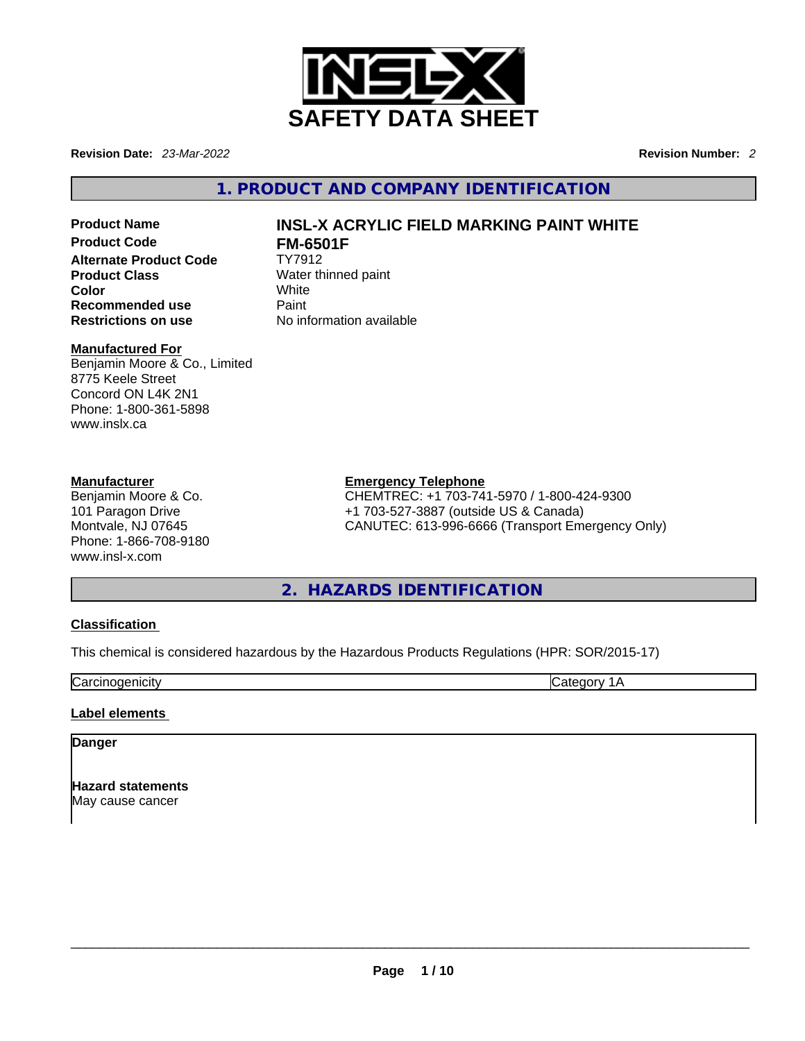# SAFETY DATA SHEET

**Revision Date:** *23-Mar-2022* **Revision Number:** *2*

## 1. PRODUCT AND COMPANY IDENTIFICATION

| | |
|---|---|
| **Product Name** | **INSL-X ACRYLIC FIELD MARKING PAINT WHITE** |
| **Product Code** | **FM-6501F** |
| **Alternate Product Code** | TY7912 |
| **Product Class** | Water thinned paint |
| **Color** | White |
| **Recommended use** | Paint |
| **Restrictions on use** | No information available |

**Manufactured For**
Benjamin Moore & Co., Limited
8775 Keele Street
Concord ON L4K 2N1
Phone: 1-800-361-5898
www.inslx.ca

**Manufacturer**
Benjamin Moore & Co.
101 Paragon Drive
Montvale, NJ 07645
Phone: 1-866-708-9180
www.insl-x.com

**Emergency Telephone**
CHEMTREC: +1 703-741-5970 / 1-800-424-9300
+1 703-527-3887 (outside US & Canada)
CANUTEC: 613-996-6666 (Transport Emergency Only)

## 2. HAZARDS IDENTIFICATION

**Classification**

This chemical is considered hazardous by the Hazardous Products Regulations (HPR: SOR/2015-17)

| | |
|---|---|
| Carcinogenicity | Category 1A |

**Label elements**

**Danger**

**Hazard statements**
May cause cancer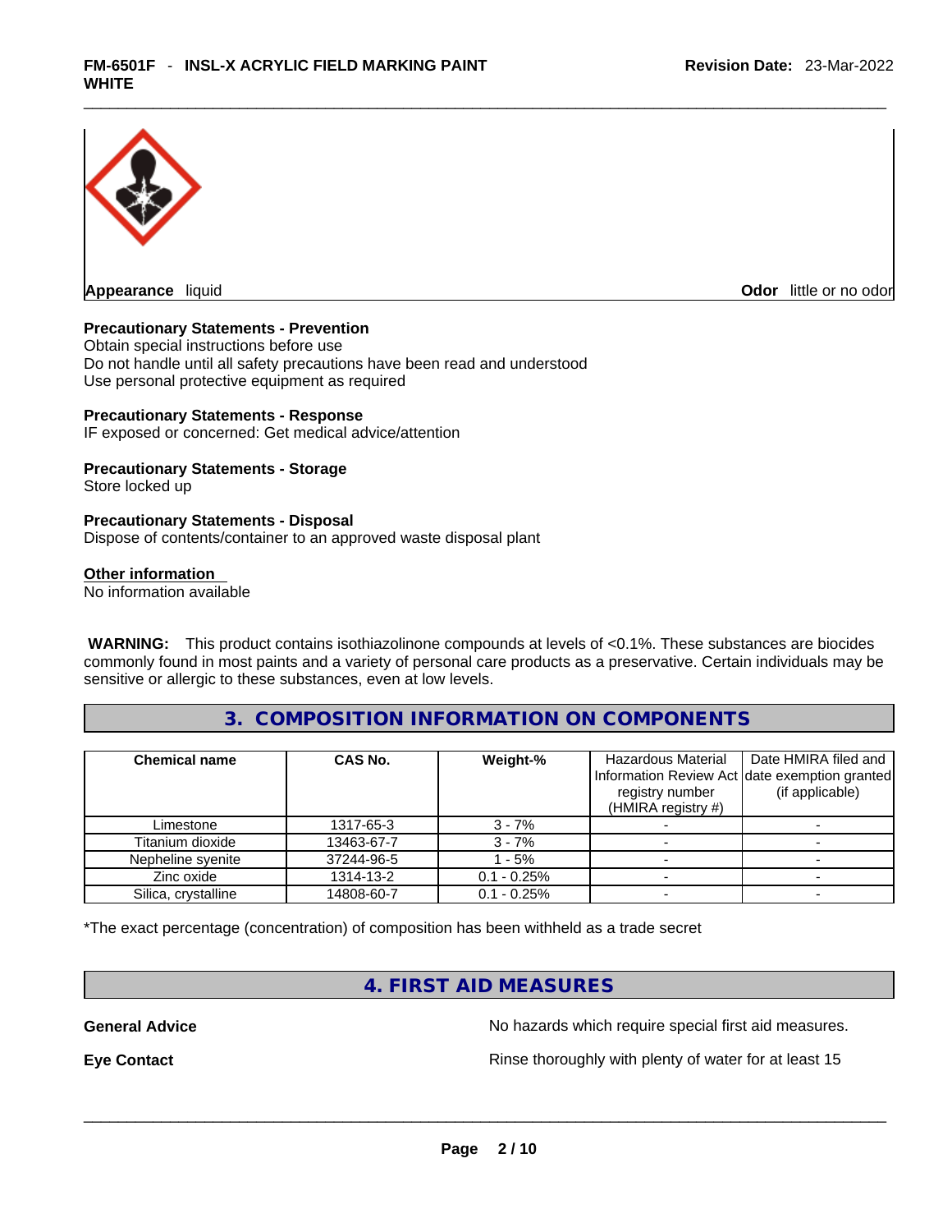**Appearance** liquid

**Odor** little or no odor

**Precautionary Statements - Prevention**

Obtain special instructions before use
Do not handle until all safety precautions have been read and understood
Use personal protective equipment as required

**Precautionary Statements - Response**

IF exposed or concerned: Get medical advice/attention

**Precautionary Statements - Storage**

Store locked up

**Precautionary Statements - Disposal**

Dispose of contents/container to an approved waste disposal plant

**Other information**

No information available

**WARNING:** This product contains isothiazolinone compounds at levels of <0.1%. These substances are biocides commonly found in most paints and a variety of personal care products as a preservative. Certain individuals may be sensitive or allergic to these substances, even at low levels.

## 3. COMPOSITION INFORMATION ON COMPONENTS

| Chemical name | CAS No. | Weight-% | Hazardous Material Information Review Act registry number (HMIRA registry #) | Date HMIRA filed and date exemption granted (if applicable) |
|---|---|---|---|---|
| Limestone | 1317-65-3 | 3 - 7% | - | - |
| Titanium dioxide | 13463-67-7 | 3 - 7% | - | - |
| Nepheline syenite | 37244-96-5 | 1 - 5% | - | - |
| Zinc oxide | 1314-13-2 | 0.1 - 0.25% | - | - |
| Silica, crystalline | 14808-60-7 | 0.1 - 0.25% | - | - |

*The exact percentage (concentration) of composition has been withheld as a trade secret

## 4. FIRST AID MEASURES

**General Advice** No hazards which require special first aid measures.

**Eye Contact** Rinse thoroughly with plenty of water for at least 15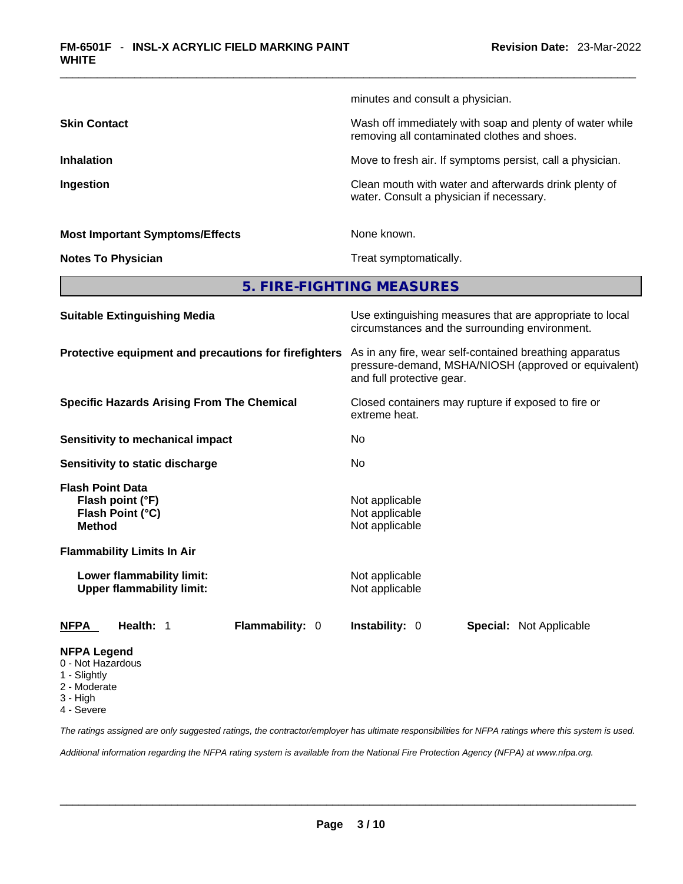minutes and consult a physician.

| | |
|---|---|
| **Skin Contact** | Wash off immediately with soap and plenty of water while removing all contaminated clothes and shoes. |
| **Inhalation** | Move to fresh air. If symptoms persist, call a physician. |
| **Ingestion** | Clean mouth with water and afterwards drink plenty of water. Consult a physician if necessary. |
| **Most Important Symptoms/Effects** | None known. |
| **Notes To Physician** | Treat symptomatically. |

## 5. FIRE-FIGHTING MEASURES

| | |
|---|---|
| **Suitable Extinguishing Media** | Use extinguishing measures that are appropriate to local circumstances and the surrounding environment. |
| **Protective equipment and precautions for firefighters** | As in any fire, wear self-contained breathing apparatus pressure-demand, MSHA/NIOSH (approved or equivalent) and full protective gear. |
| **Specific Hazards Arising From The Chemical** | Closed containers may rupture if exposed to fire or extreme heat. |
| **Sensitivity to mechanical impact** | No |
| **Sensitivity to static discharge** | No |

**Flash Point Data**

| | |
|---|---|
| **Flash point (°F)** | Not applicable |
| **Flash Point (°C)** | Not applicable |
| **Method** | Not applicable |

**Flammability Limits In Air**

| | |
|---|---|
| **Lower flammability limit:** | Not applicable |
| **Upper flammability limit:** | Not applicable |

**NFPA** **Health:** 1 **Flammability:** 0 **Instability:** 0 **Special:** Not Applicable

**NFPA Legend**

0 - Not Hazardous
1 - Slightly
2 - Moderate
3 - High
4 - Severe

*The ratings assigned are only suggested ratings, the contractor/employer has ultimate responsibilities for NFPA ratings where this system is used.*

*Additional information regarding the NFPA rating system is available from the National Fire Protection Agency (NFPA) at www.nfpa.org.*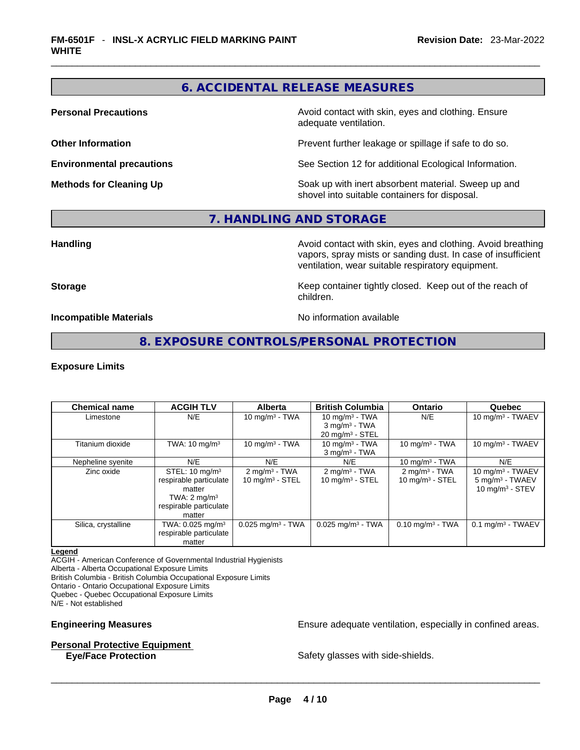## 6. ACCIDENTAL RELEASE MEASURES

**Personal Precautions** Avoid contact with skin, eyes and clothing. Ensure adequate ventilation.

**Other Information** Prevent further leakage or spillage if safe to do so.

**Environmental precautions** See Section 12 for additional Ecological Information.

**Methods for Cleaning Up** Soak up with inert absorbent material. Sweep up and shovel into suitable containers for disposal.

## 7. HANDLING AND STORAGE

**Handling** Avoid contact with skin, eyes and clothing. Avoid breathing vapors, spray mists or sanding dust. In case of insufficient ventilation, wear suitable respiratory equipment.

**Storage** Keep container tightly closed. Keep out of the reach of children.

**Incompatible Materials** No information available

## 8. EXPOSURE CONTROLS/PERSONAL PROTECTION

**Exposure Limits**

| Chemical name | ACGIH TLV | Alberta | British Columbia | Ontario | Quebec |
|---|---|---|---|---|---|
| Limestone | N/E | 10 mg/m³ - TWA | 10 mg/m³ - TWA<br>3 mg/m³ - TWA<br>20 mg/m³ - STEL | N/E | 10 mg/m³ - TWAEV |
| Titanium dioxide | TWA: 10 mg/m³ | 10 mg/m³ - TWA | 10 mg/m³ - TWA<br>3 mg/m³ - TWA | 10 mg/m³ - TWA | 10 mg/m³ - TWAEV |
| Nepheline syenite | N/E | N/E | N/E | 10 mg/m³ - TWA | N/E |
| Zinc oxide | STEL: 10 mg/m³ respirable particulate matter<br>TWA: 2 mg/m³ respirable particulate matter | 2 mg/m³ - TWA<br>10 mg/m³ - STEL | 2 mg/m³ - TWA<br>10 mg/m³ - STEL | 2 mg/m³ - TWA<br>10 mg/m³ - STEL | 10 mg/m³ - TWAEV<br>5 mg/m³ - TWAEV<br>10 mg/m³ - STEV |
| Silica, crystalline | TWA: 0.025 mg/m³ respirable particulate matter | 0.025 mg/m³ - TWA | 0.025 mg/m³ - TWA | 0.10 mg/m³ - TWA | 0.1 mg/m³ - TWAEV |

**Legend**
ACGIH - American Conference of Governmental Industrial Hygienists
Alberta - Alberta Occupational Exposure Limits
British Columbia - British Columbia Occupational Exposure Limits
Ontario - Ontario Occupational Exposure Limits
Quebec - Quebec Occupational Exposure Limits
N/E - Not established

**Engineering Measures** Ensure adequate ventilation, especially in confined areas.

**Personal Protective Equipment**

**Eye/Face Protection** Safety glasses with side-shields.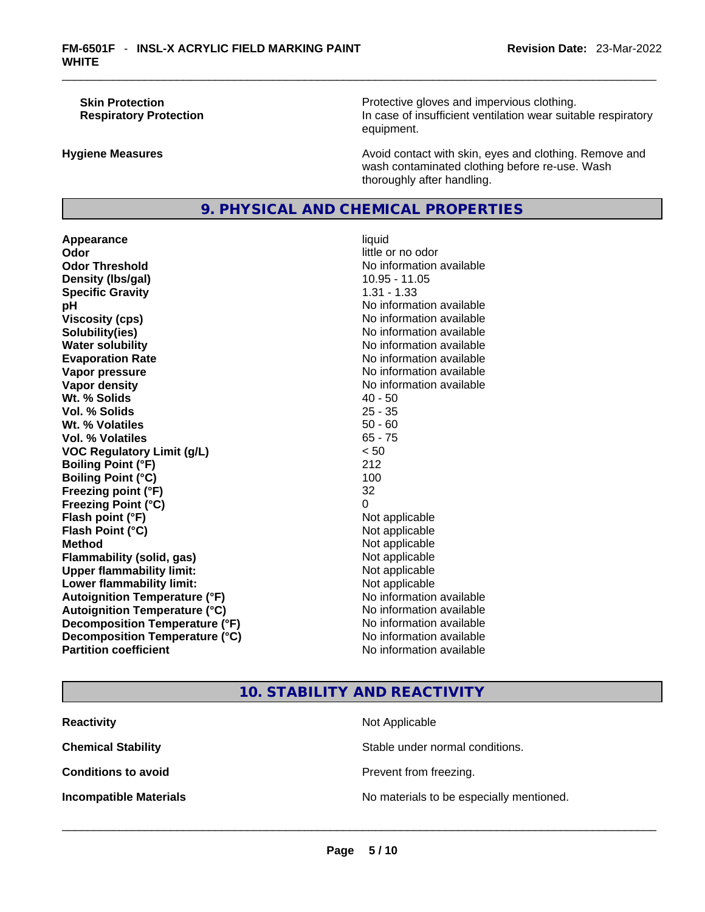| | |
|---|---|
| **Skin Protection** | Protective gloves and impervious clothing. |
| **Respiratory Protection** | In case of insufficient ventilation wear suitable respiratory equipment. |
| **Hygiene Measures** | Avoid contact with skin, eyes and clothing. Remove and wash contaminated clothing before re-use. Wash thoroughly after handling. |

## 9. PHYSICAL AND CHEMICAL PROPERTIES

| | |
|---|---|
| **Appearance** | liquid |
| **Odor** | little or no odor |
| **Odor Threshold** | No information available |
| **Density (lbs/gal)** | 10.95 - 11.05 |
| **Specific Gravity** | 1.31 - 1.33 |
| **pH** | No information available |
| **Viscosity (cps)** | No information available |
| **Solubility(ies)** | No information available |
| **Water solubility** | No information available |
| **Evaporation Rate** | No information available |
| **Vapor pressure** | No information available |
| **Vapor density** | No information available |
| **Wt. % Solids** | 40 - 50 |
| **Vol. % Solids** | 25 - 35 |
| **Wt. % Volatiles** | 50 - 60 |
| **Vol. % Volatiles** | 65 - 75 |
| **VOC Regulatory Limit (g/L)** | < 50 |
| **Boiling Point (°F)** | 212 |
| **Boiling Point (°C)** | 100 |
| **Freezing point (°F)** | 32 |
| **Freezing Point (°C)** | 0 |
| **Flash point (°F)** | Not applicable |
| **Flash Point (°C)** | Not applicable |
| **Method** | Not applicable |
| **Flammability (solid, gas)** | Not applicable |
| **Upper flammability limit:** | Not applicable |
| **Lower flammability limit:** | Not applicable |
| **Autoignition Temperature (°F)** | No information available |
| **Autoignition Temperature (°C)** | No information available |
| **Decomposition Temperature (°F)** | No information available |
| **Decomposition Temperature (°C)** | No information available |
| **Partition coefficient** | No information available |

## 10. STABILITY AND REACTIVITY

| | |
|---|---|
| **Reactivity** | Not Applicable |
| **Chemical Stability** | Stable under normal conditions. |
| **Conditions to avoid** | Prevent from freezing. |
| **Incompatible Materials** | No materials to be especially mentioned. |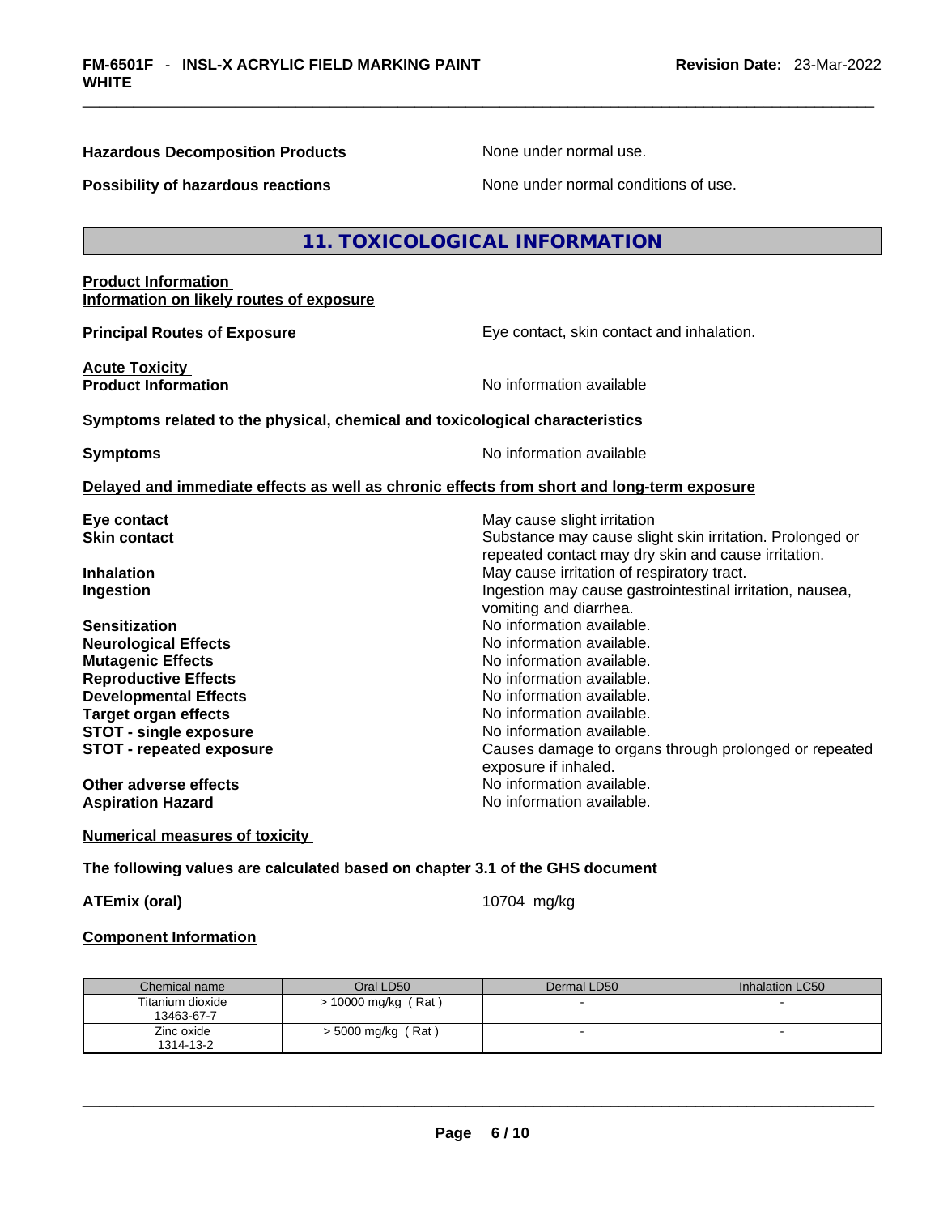**Hazardous Decomposition Products** None under normal use.

**Possibility of hazardous reactions** None under normal conditions of use.

## 11. TOXICOLOGICAL INFORMATION

**Product Information**
**Information on likely routes of exposure**

**Principal Routes of Exposure** Eye contact, skin contact and inhalation.

**Acute Toxicity**
**Product Information** No information available

**Symptoms related to the physical, chemical and toxicological characteristics**

**Symptoms** No information available

**Delayed and immediate effects as well as chronic effects from short and long-term exposure**

**Eye contact** May cause slight irritation
**Skin contact** Substance may cause slight skin irritation. Prolonged or repeated contact may dry skin and cause irritation.
**Inhalation** May cause irritation of respiratory tract.
**Ingestion** Ingestion may cause gastrointestinal irritation, nausea, vomiting and diarrhea.
**Sensitization** No information available.
**Neurological Effects** No information available.
**Mutagenic Effects** No information available.
**Reproductive Effects** No information available.
**Developmental Effects** No information available.
**Target organ effects** No information available.
**STOT - single exposure** No information available.
**STOT - repeated exposure** Causes damage to organs through prolonged or repeated exposure if inhaled.
**Other adverse effects** No information available.
**Aspiration Hazard** No information available.

**Numerical measures of toxicity**

**The following values are calculated based on chapter 3.1 of the GHS document**

**ATEmix (oral)** 10704 mg/kg

**Component Information**

| Chemical name | Oral LD50 | Dermal LD50 | Inhalation LC50 |
|---|---|---|---|
| Titanium dioxide 13463-67-7 | > 10000 mg/kg ( Rat ) | - | - |
| Zinc oxide 1314-13-2 | > 5000 mg/kg ( Rat ) | - | - |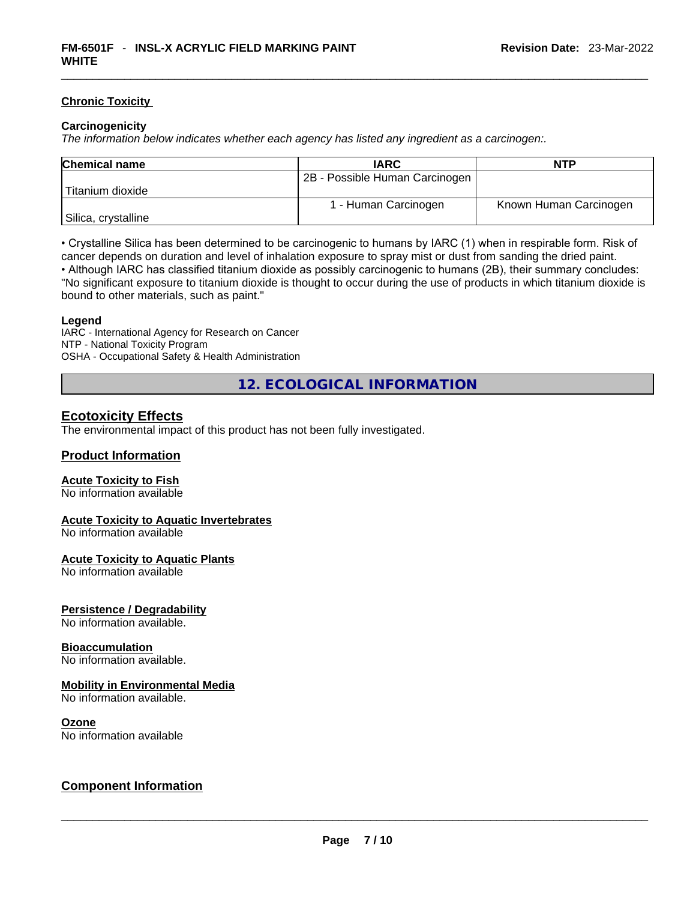#### Chronic Toxicity

**Carcinogenicity**

*The information below indicates whether each agency has listed any ingredient as a carcinogen:.*

| Chemical name | IARC | NTP |
|---|---|---|
| Titanium dioxide | 2B - Possible Human Carcinogen | |
| Silica, crystalline | 1 - Human Carcinogen | Known Human Carcinogen |

• Crystalline Silica has been determined to be carcinogenic to humans by IARC (1) when in respirable form. Risk of cancer depends on duration and level of inhalation exposure to spray mist or dust from sanding the dried paint.
• Although IARC has classified titanium dioxide as possibly carcinogenic to humans (2B), their summary concludes: "No significant exposure to titanium dioxide is thought to occur during the use of products in which titanium dioxide is bound to other materials, such as paint."

**Legend**
IARC - International Agency for Research on Cancer
NTP - National Toxicity Program
OSHA - Occupational Safety & Health Administration

## 12. ECOLOGICAL INFORMATION

### Ecotoxicity Effects

The environmental impact of this product has not been fully investigated.

### Product Information

**Acute Toxicity to Fish**
No information available

**Acute Toxicity to Aquatic Invertebrates**
No information available

**Acute Toxicity to Aquatic Plants**
No information available

**Persistence / Degradability**
No information available.

**Bioaccumulation**
No information available.

**Mobility in Environmental Media**
No information available.

**Ozone**
No information available

### Component Information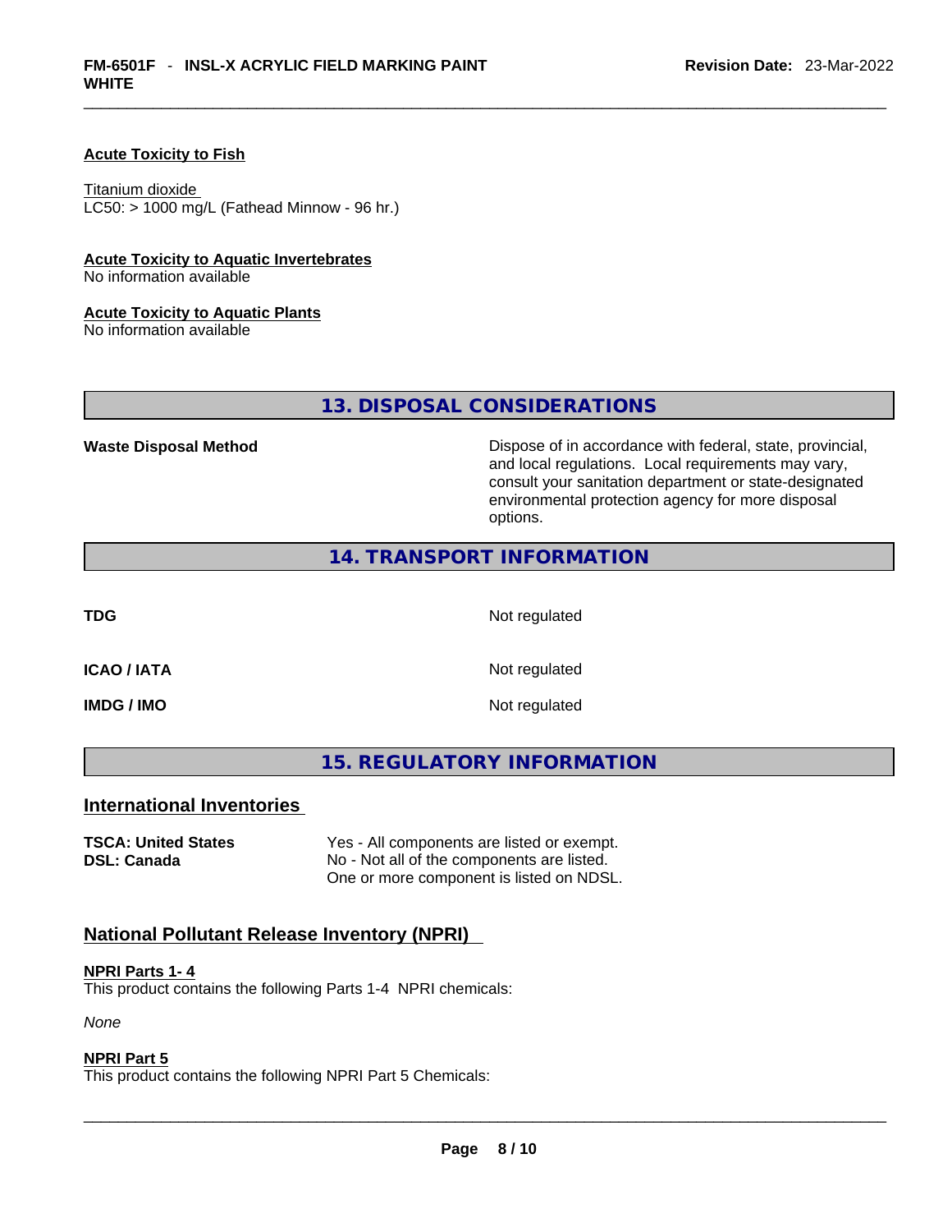**Acute Toxicity to Fish**

Titanium dioxide
LC50: > 1000 mg/L (Fathead Minnow - 96 hr.)

**Acute Toxicity to Aquatic Invertebrates**
No information available

**Acute Toxicity to Aquatic Plants**
No information available

## 13. DISPOSAL CONSIDERATIONS

| | |
|---|---|
| **Waste Disposal Method** | Dispose of in accordance with federal, state, provincial, and local regulations. Local requirements may vary, consult your sanitation department or state-designated environmental protection agency for more disposal options. |

## 14. TRANSPORT INFORMATION

| | |
|---|---|
| **TDG** | Not regulated |
| **ICAO / IATA** | Not regulated |
| **IMDG / IMO** | Not regulated |

## 15. REGULATORY INFORMATION

### International Inventories

| | |
|---|---|
| **TSCA: United States** | Yes - All components are listed or exempt. |
| **DSL: Canada** | No - Not all of the components are listed. One or more component is listed on NDSL. |

### National Pollutant Release Inventory (NPRI)

**NPRI Parts 1- 4**
This product contains the following Parts 1-4 NPRI chemicals:

*None*

**NPRI Part 5**
This product contains the following NPRI Part 5 Chemicals: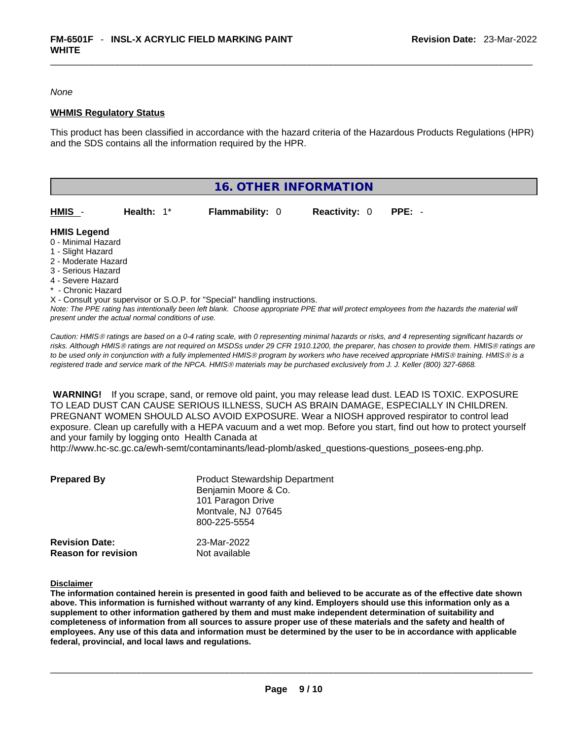*None*

**WHMIS Regulatory Status**

This product has been classified in accordance with the hazard criteria of the Hazardous Products Regulations (HPR) and the SDS contains all the information required by the HPR.

## 16. OTHER INFORMATION

| HMIS - | Health: 1* | Flammability: 0 | Reactivity: 0 | PPE: - |
|---|---|---|---|---|

**HMIS Legend**

0 - Minimal Hazard
1 - Slight Hazard
2 - Moderate Hazard
3 - Serious Hazard
4 - Severe Hazard
* - Chronic Hazard
X - Consult your supervisor or S.O.P. for "Special" handling instructions.

*Note: The PPE rating has intentionally been left blank. Choose appropriate PPE that will protect employees from the hazards the material will present under the actual normal conditions of use.*

*Caution: HMIS® ratings are based on a 0-4 rating scale, with 0 representing minimal hazards or risks, and 4 representing significant hazards or risks. Although HMIS® ratings are not required on MSDSs under 29 CFR 1910.1200, the preparer, has chosen to provide them. HMIS® ratings are to be used only in conjunction with a fully implemented HMIS® program by workers who have received appropriate HMIS® training. HMIS® is a registered trade and service mark of the NPCA. HMIS® materials may be purchased exclusively from J. J. Keller (800) 327-6868.*

**WARNING!** If you scrape, sand, or remove old paint, you may release lead dust. LEAD IS TOXIC. EXPOSURE TO LEAD DUST CAN CAUSE SERIOUS ILLNESS, SUCH AS BRAIN DAMAGE, ESPECIALLY IN CHILDREN. PREGNANT WOMEN SHOULD ALSO AVOID EXPOSURE. Wear a NIOSH approved respirator to control lead exposure. Clean up carefully with a HEPA vacuum and a wet mop. Before you start, find out how to protect yourself and your family by logging onto Health Canada at http://www.hc-sc.gc.ca/ewh-semt/contaminants/lead-plomb/asked_questions-questions_posees-eng.php.

**Prepared By**
Product Stewardship Department
Benjamin Moore & Co.
101 Paragon Drive
Montvale, NJ 07645
800-225-5554

**Revision Date:** 23-Mar-2022
**Reason for revision** Not available

**Disclaimer**

**The information contained herein is presented in good faith and believed to be accurate as of the effective date shown above. This information is furnished without warranty of any kind. Employers should use this information only as a supplement to other information gathered by them and must make independent determination of suitability and completeness of information from all sources to assure proper use of these materials and the safety and health of employees. Any use of this data and information must be determined by the user to be in accordance with applicable federal, provincial, and local laws and regulations.**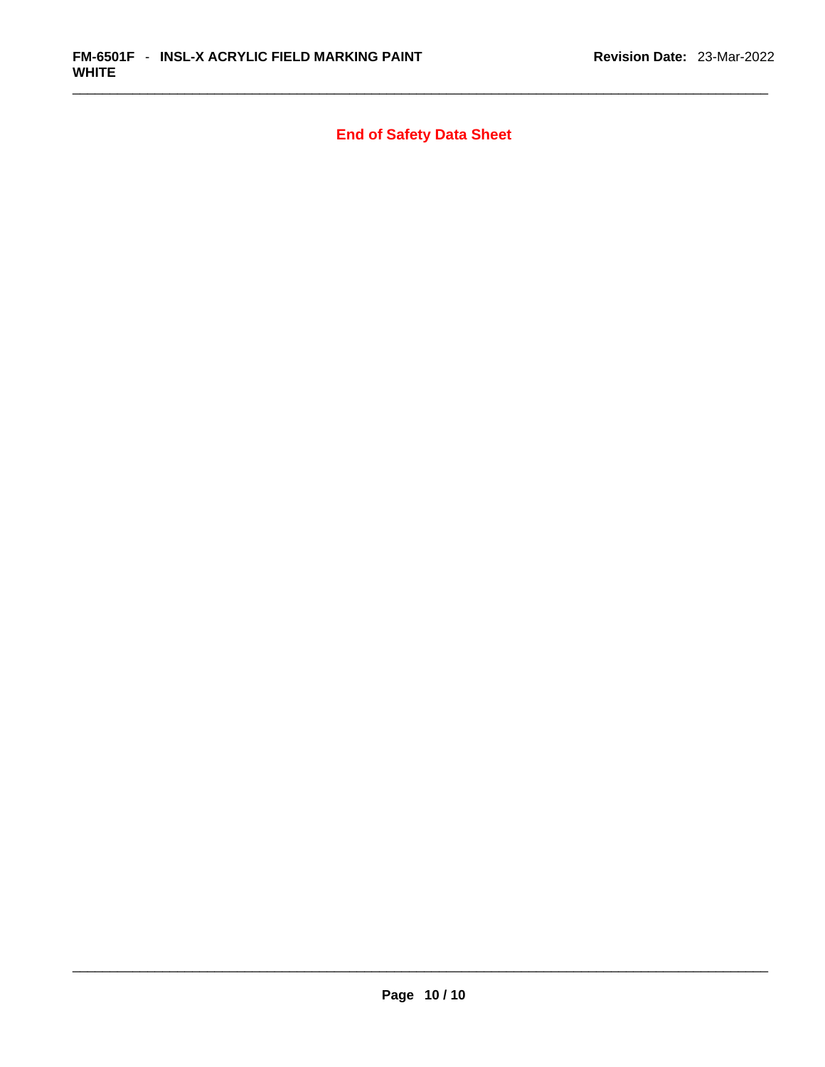**End of Safety Data Sheet**